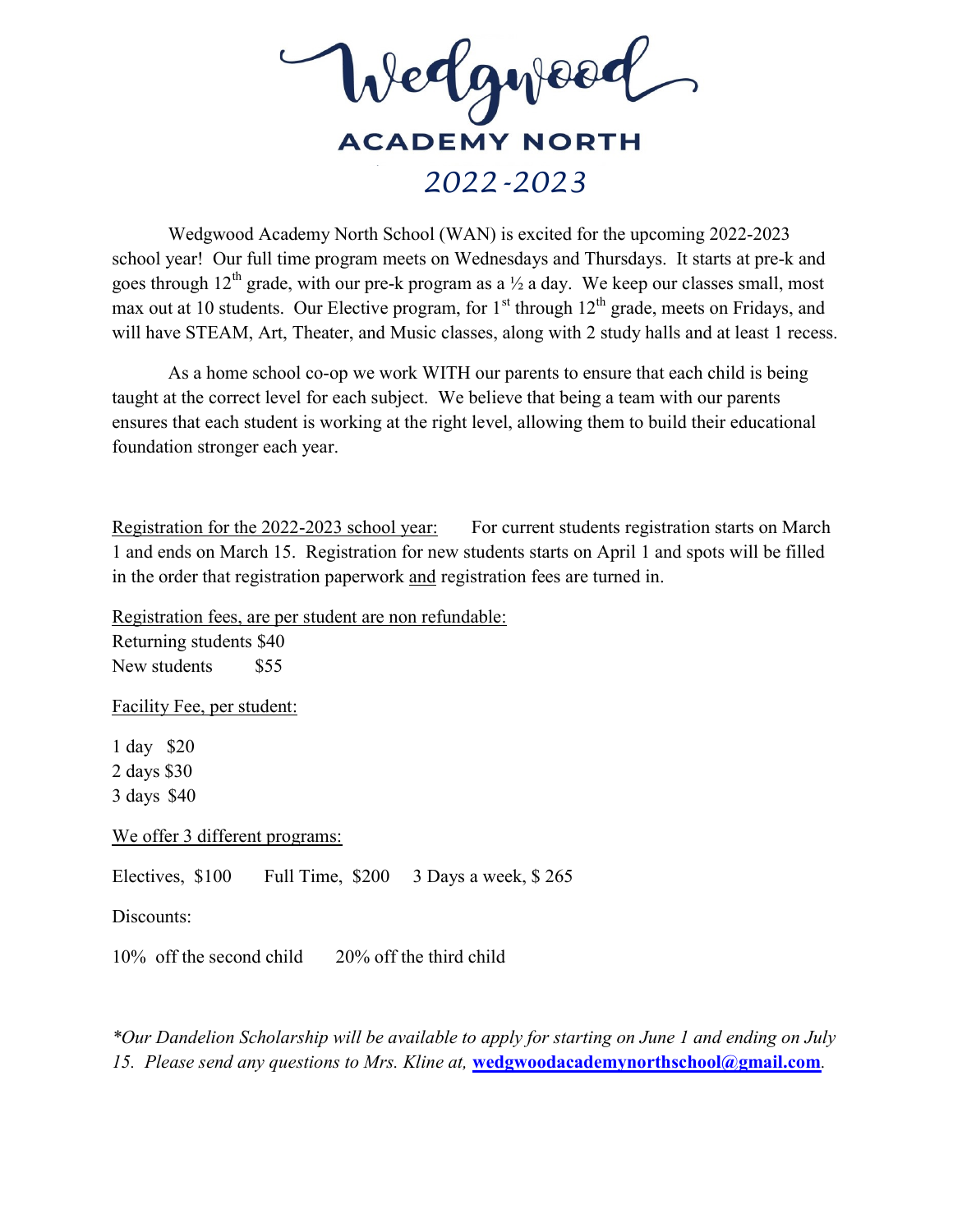# Wedgwood

## ACADEMY NORTH

## *2022-2023*

Wedgwood Academy North School (WAN) is excited for the upcoming 2022-2023 school year! Our full time program meets on Wednesdays and Thursdays. It starts at pre-k and goes through 12th grade, with our pre-k program as a ½ a day. We keep our classes small, most max out at 10 students. Our Elective program, for 1st through 12th grade, meets on Fridays, and will have STEAM, Art, Theater, and Music classes, along with 2 study halls and at least 1 recess.

As a home school co-op we work WITH our parents to ensure that each child is being taught at the correct level for each subject. We believe that being a team with our parents ensures that each student is working at the right level, allowing them to build their educational foundation stronger each year.

Registration for the 2022-2023 school year: For current students registration starts on March 1 and ends on March 15. Registration for new students starts on April 1 and spots will be filled in the order that registration paperwork and registration fees are turned in.

Registration fees, are per student are non refundable:
Returning students $40
New students $55

Facility Fee, per student:

1 day $20
2 days $30
3 days $40

We offer 3 different programs:

Electives, $100 Full Time, $200 3 Days a week, $ 265

Discounts:

10% off the second child 20% off the third child

*\*Our Dandelion Scholarship will be available to apply for starting on June 1 and ending on July 15. Please send any questions to Mrs. Kline at,* **wedgwoodacademynorthschool@gmail.com**.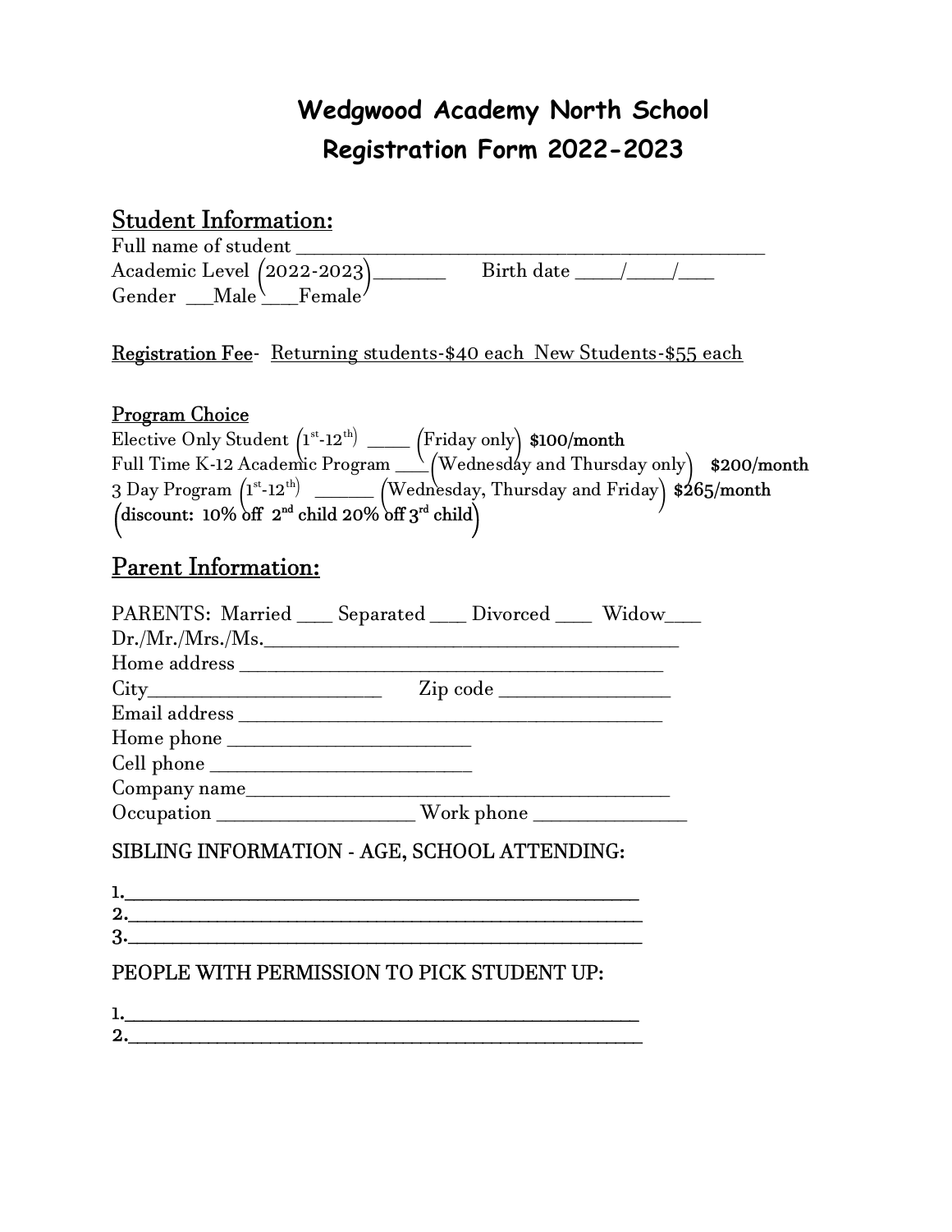# Wedgwood Academy North School
# Registration Form 2022-2023

## Student Information:

Full name of student ________________________________________________
Academic Level (2022-2023)_______ Birth date ____/____/___
Gender ___Male ___Female

Registration Fee- Returning students-$40 each New Students-$55 each

### Program Choice

Elective Only Student ($1^{st}$-$12^{th}$) _____ (Friday only) **$100/month**
Full Time K-12 Academic Program ___ (Wednesday and Thursday only) **$200/month**
3 Day Program ($1^{st}$-$12^{th}$) ______ (Wednesday, Thursday and Friday) **$265/month**
**(discount: 10% off $2^{nd}$ child 20% off $3^{rd}$ child)**

## Parent Information:

PARENTS: Married ____ Separated ____ Divorced ____ Widow____
Dr./Mr./Mrs./Ms.___________________________________________
Home address ___________________________________________
City_______________________ Zip code ________________
Email address ___________________________________________
Home phone _______________________
Cell phone _________________________
Company name___________________________________________
Occupation ___________________ Work phone ______________

SIBLING INFORMATION - AGE, SCHOOL ATTENDING:

1.____________________________________________________
2.____________________________________________________
3.____________________________________________________

PEOPLE WITH PERMISSION TO PICK STUDENT UP:

1.____________________________________________________
2.____________________________________________________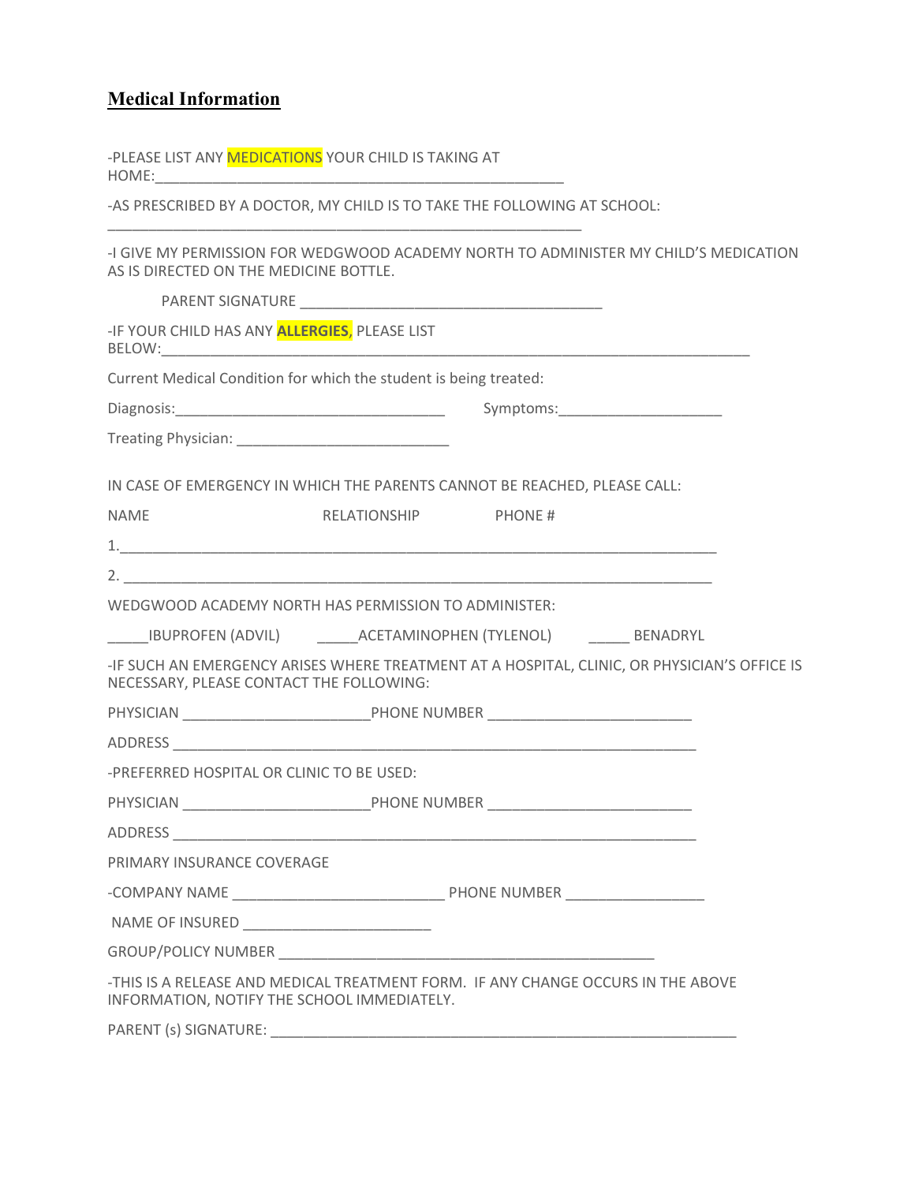## Medical Information

-PLEASE LIST ANY MEDICATIONS YOUR CHILD IS TAKING AT HOME:_____________________________________________________

-AS PRESCRIBED BY A DOCTOR, MY CHILD IS TO TAKE THE FOLLOWING AT SCHOOL: ____________________________________________________________

-I GIVE MY PERMISSION FOR WEDGWOOD ACADEMY NORTH TO ADMINISTER MY CHILD'S MEDICATION AS IS DIRECTED ON THE MEDICINE BOTTLE.

PARENT SIGNATURE _______________________________________

-IF YOUR CHILD HAS ANY **ALLERGIES**, PLEASE LIST BELOW:____________________________________________________________________________

Current Medical Condition for which the student is being treated:

Diagnosis:__________________________________ Symptoms:____________________

Treating Physician: ___________________________

IN CASE OF EMERGENCY IN WHICH THE PARENTS CANNOT BE REACHED, PLEASE CALL:

NAME RELATIONSHIP PHONE #

1.____________________________________________________________________________

2. ___________________________________________________________________________

WEDGWOOD ACADEMY NORTH HAS PERMISSION TO ADMINISTER:

_____IBUPROFEN (ADVIL) _____ACETAMINOPHEN (TYLENOL) _____ BENADRYL

-IF SUCH AN EMERGENCY ARISES WHERE TREATMENT AT A HOSPITAL, CLINIC, OR PHYSICIAN'S OFFICE IS NECESSARY, PLEASE CONTACT THE FOLLOWING:

PHYSICIAN ________________________PHONE NUMBER __________________________

ADDRESS ____________________________________________________________________

-PREFERRED HOSPITAL OR CLINIC TO BE USED:

PHYSICIAN ________________________PHONE NUMBER __________________________

ADDRESS ____________________________________________________________________

PRIMARY INSURANCE COVERAGE

-COMPANY NAME ___________________________ PHONE NUMBER __________________

NAME OF INSURED ________________________

GROUP/POLICY NUMBER ________________________________________________

-THIS IS A RELEASE AND MEDICAL TREATMENT FORM. IF ANY CHANGE OCCURS IN THE ABOVE INFORMATION, NOTIFY THE SCHOOL IMMEDIATELY.

PARENT (s) SIGNATURE: ____________________________________________________________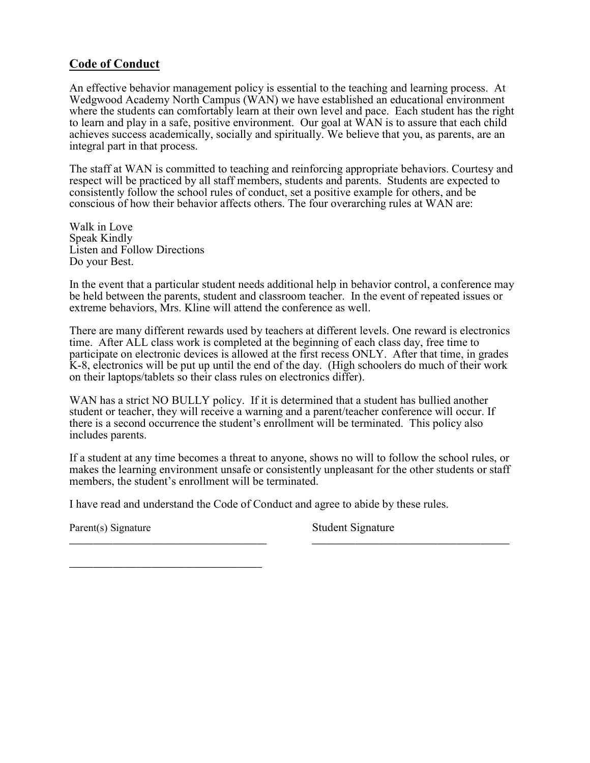## Code of Conduct

An effective behavior management policy is essential to the teaching and learning process. At Wedgwood Academy North Campus (WAN) we have established an educational environment where the students can comfortably learn at their own level and pace. Each student has the right to learn and play in a safe, positive environment. Our goal at WAN is to assure that each child achieves success academically, socially and spiritually. We believe that you, as parents, are an integral part in that process.

The staff at WAN is committed to teaching and reinforcing appropriate behaviors. Courtesy and respect will be practiced by all staff members, students and parents. Students are expected to consistently follow the school rules of conduct, set a positive example for others, and be conscious of how their behavior affects others. The four overarching rules at WAN are:

Walk in Love
Speak Kindly
Listen and Follow Directions
Do your Best.

In the event that a particular student needs additional help in behavior control, a conference may be held between the parents, student and classroom teacher. In the event of repeated issues or extreme behaviors, Mrs. Kline will attend the conference as well.

There are many different rewards used by teachers at different levels. One reward is electronics time. After ALL class work is completed at the beginning of each class day, free time to participate on electronic devices is allowed at the first recess ONLY. After that time, in grades K-8, electronics will be put up until the end of the day. (High schoolers do much of their work on their laptops/tablets so their class rules on electronics differ).

WAN has a strict NO BULLY policy. If it is determined that a student has bullied another student or teacher, they will receive a warning and a parent/teacher conference will occur. If there is a second occurrence the student's enrollment will be terminated. This policy also includes parents.

If a student at any time becomes a threat to anyone, shows no will to follow the school rules, or makes the learning environment unsafe or consistently unpleasant for the other students or staff members, the student's enrollment will be terminated.

I have read and understand the Code of Conduct and agree to abide by these rules.

Parent(s) Signature ___________________________________ Student Signature ___________________________________

___________________________________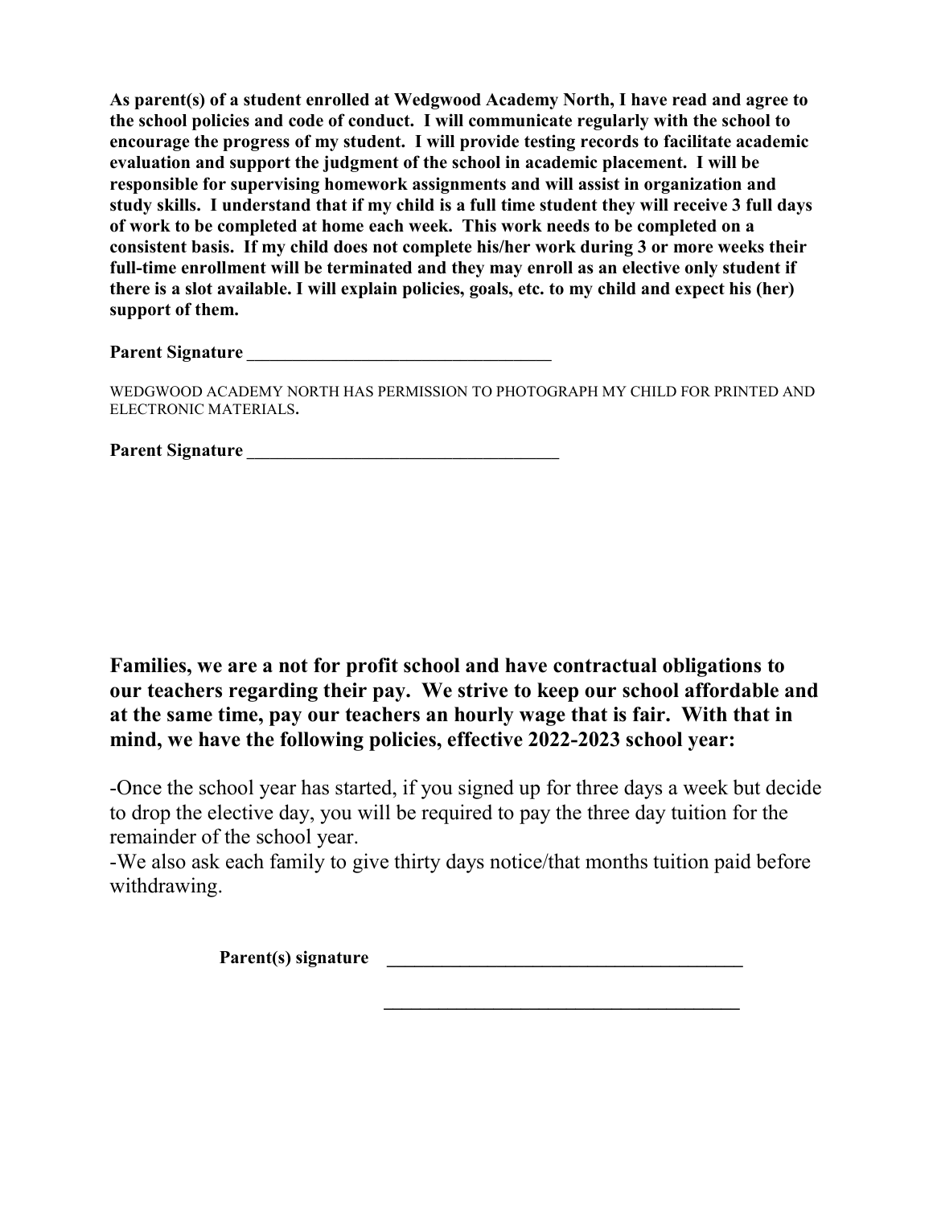**As parent(s) of a student enrolled at Wedgwood Academy North, I have read and agree to the school policies and code of conduct. I will communicate regularly with the school to encourage the progress of my student. I will provide testing records to facilitate academic evaluation and support the judgment of the school in academic placement. I will be responsible for supervising homework assignments and will assist in organization and study skills. I understand that if my child is a full time student they will receive 3 full days of work to be completed at home each week. This work needs to be completed on a consistent basis. If my child does not complete his/her work during 3 or more weeks their full-time enrollment will be terminated and they may enroll as an elective only student if there is a slot available. I will explain policies, goals, etc. to my child and expect his (her) support of them.**

**Parent Signature** ___________________________________

WEDGWOOD ACADEMY NORTH HAS PERMISSION TO PHOTOGRAPH MY CHILD FOR PRINTED AND ELECTRONIC MATERIALS.

**Parent Signature** ___________________________________

**Families, we are a not for profit school and have contractual obligations to our teachers regarding their pay. We strive to keep our school affordable and at the same time, pay our teachers an hourly wage that is fair. With that in mind, we have the following policies, effective 2022-2023 school year:**

-Once the school year has started, if you signed up for three days a week but decide to drop the elective day, you will be required to pay the three day tuition for the remainder of the school year.

-We also ask each family to give thirty days notice/that months tuition paid before withdrawing.

**Parent(s) signature** ________________________________________

________________________________________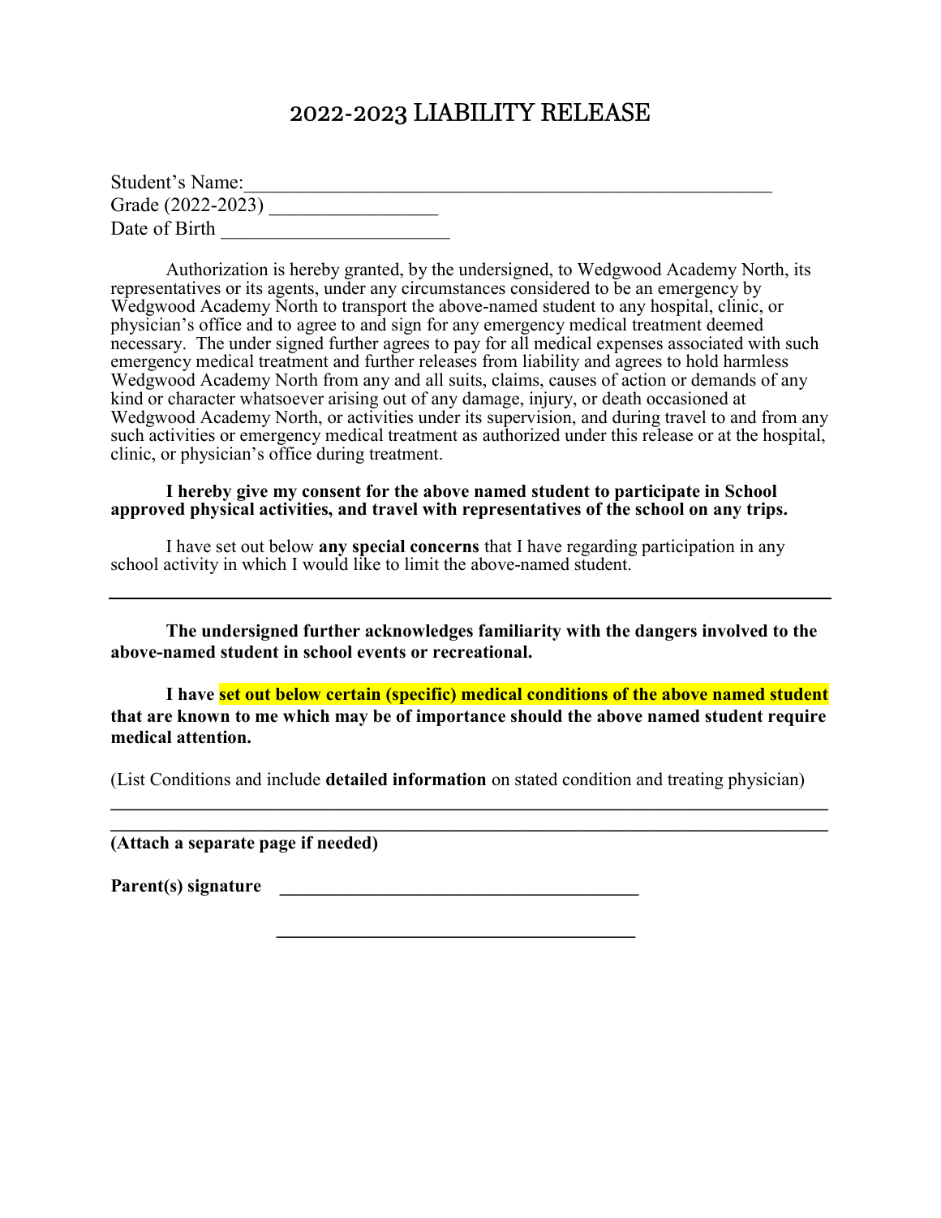# 2022-2023 LIABILITY RELEASE

Student's Name:_______________________________________________________
Grade (2022-2023) _________________
Date of Birth _______________________

Authorization is hereby granted, by the undersigned, to Wedgwood Academy North, its representatives or its agents, under any circumstances considered to be an emergency by Wedgwood Academy North to transport the above-named student to any hospital, clinic, or physician's office and to agree to and sign for any emergency medical treatment deemed necessary. The under signed further agrees to pay for all medical expenses associated with such emergency medical treatment and further releases from liability and agrees to hold harmless Wedgwood Academy North from any and all suits, claims, causes of action or demands of any kind or character whatsoever arising out of any damage, injury, or death occasioned at Wedgwood Academy North, or activities under its supervision, and during travel to and from any such activities or emergency medical treatment as authorized under this release or at the hospital, clinic, or physician's office during treatment.

**I hereby give my consent for the above named student to participate in School approved physical activities, and travel with representatives of the school on any trips.**

I have set out below **any special concerns** that I have regarding participation in any school activity in which I would like to limit the above-named student.

_______________________________________________________________________________

**The undersigned further acknowledges familiarity with the dangers involved to the above-named student in school events or recreational.**

**I have set out below certain (specific) medical conditions of the above named student that are known to me which may be of importance should the above named student require medical attention.**

(List Conditions and include **detailed information** on stated condition and treating physician)

_______________________________________________________________________________

_______________________________________________________________________________

**(Attach a separate page if needed)**

**Parent(s) signature** _______________________________________

_______________________________________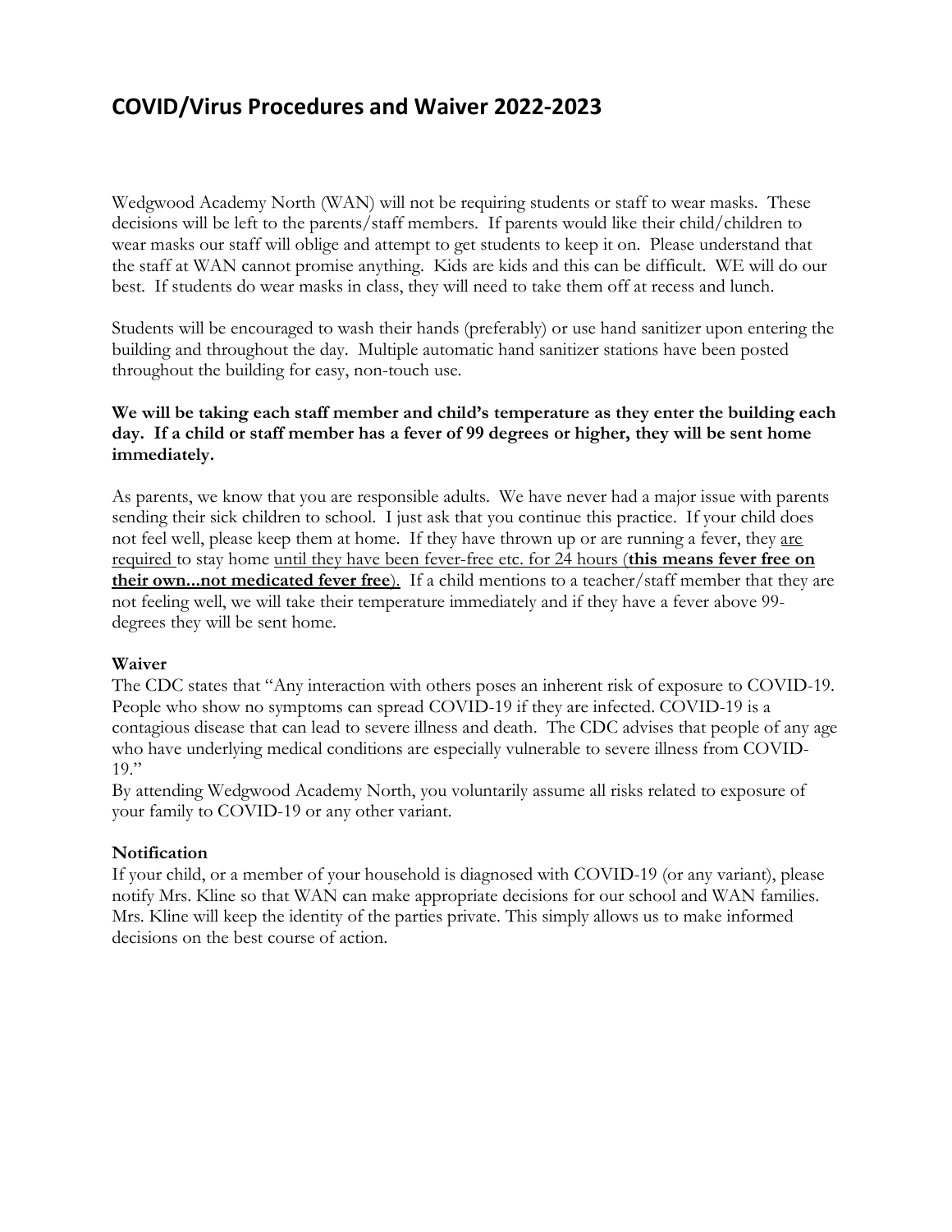# COVID/Virus Procedures and Waiver 2022-2023

Wedgwood Academy North (WAN) will not be requiring students or staff to wear masks. These decisions will be left to the parents/staff members. If parents would like their child/children to wear masks our staff will oblige and attempt to get students to keep it on. Please understand that the staff at WAN cannot promise anything. Kids are kids and this can be difficult. WE will do our best. If students do wear masks in class, they will need to take them off at recess and lunch.

Students will be encouraged to wash their hands (preferably) or use hand sanitizer upon entering the building and throughout the day. Multiple automatic hand sanitizer stations have been posted throughout the building for easy, non-touch use.

**We will be taking each staff member and child's temperature as they enter the building each day. If a child or staff member has a fever of 99 degrees or higher, they will be sent home immediately.**

As parents, we know that you are responsible adults. We have never had a major issue with parents sending their sick children to school. I just ask that you continue this practice. If your child does not feel well, please keep them at home. If they have thrown up or are running a fever, they <u>are required</u> to stay home <u>until they have been fever-free etc. for 24 hours (**this means fever free on their own...not medicated fever free**)</u>. If a child mentions to a teacher/staff member that they are not feeling well, we will take their temperature immediately and if they have a fever above 99-degrees they will be sent home.

**Waiver**

The CDC states that "Any interaction with others poses an inherent risk of exposure to COVID-19. People who show no symptoms can spread COVID-19 if they are infected. COVID-19 is a contagious disease that can lead to severe illness and death. The CDC advises that people of any age who have underlying medical conditions are especially vulnerable to severe illness from COVID-19."

By attending Wedgwood Academy North, you voluntarily assume all risks related to exposure of your family to COVID-19 or any other variant.

**Notification**

If your child, or a member of your household is diagnosed with COVID-19 (or any variant), please notify Mrs. Kline so that WAN can make appropriate decisions for our school and WAN families. Mrs. Kline will keep the identity of the parties private. This simply allows us to make informed decisions on the best course of action.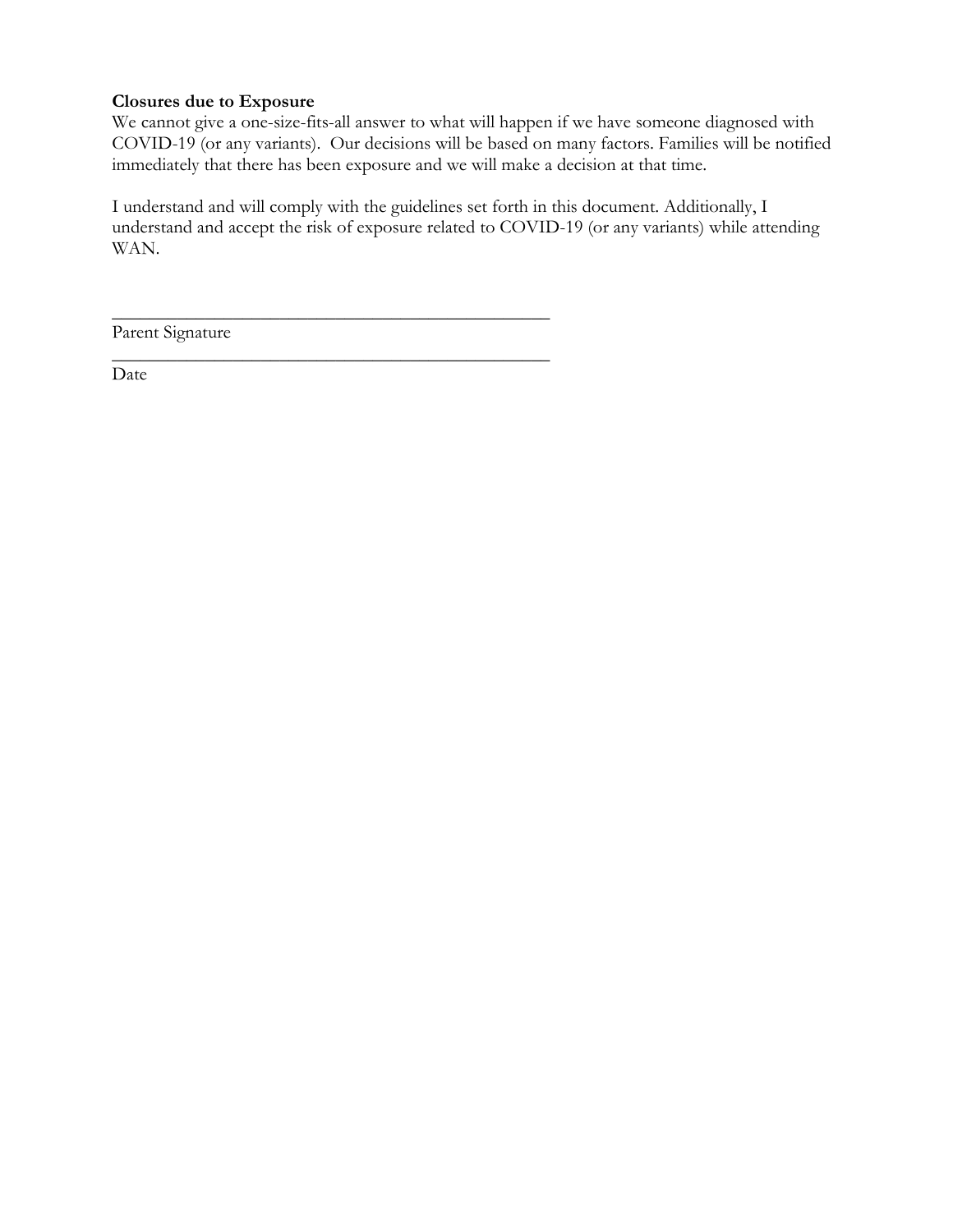**Closures due to Exposure**

We cannot give a one-size-fits-all answer to what will happen if we have someone diagnosed with COVID-19 (or any variants). Our decisions will be based on many factors. Families will be notified immediately that there has been exposure and we will make a decision at that time.

I understand and will comply with the guidelines set forth in this document. Additionally, I understand and accept the risk of exposure related to COVID-19 (or any variants) while attending WAN.

______________________________________________

Parent Signature

______________________________________________

Date